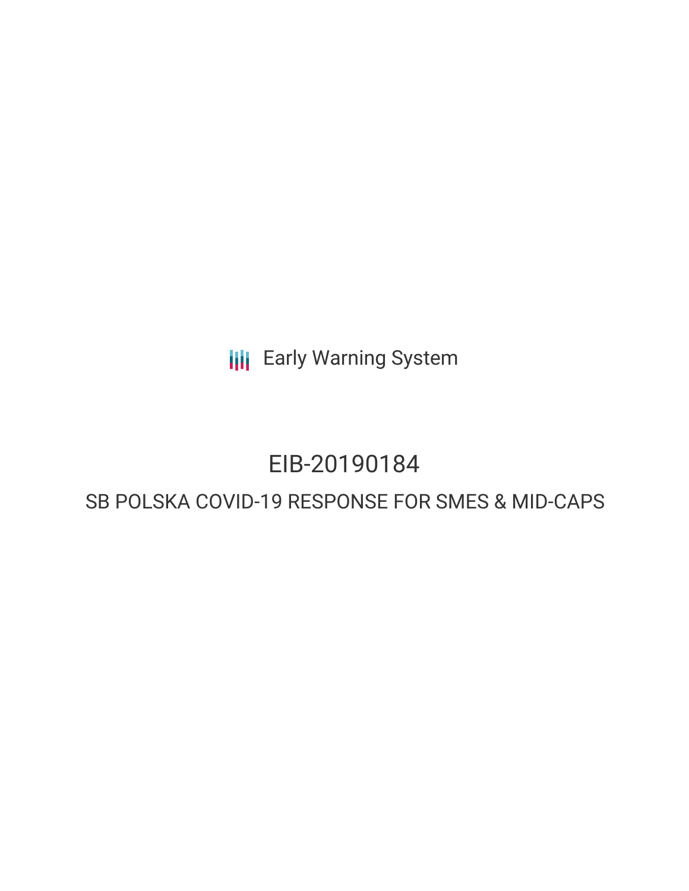Early Warning System

# EIB-20190184

## SB POLSKA COVID-19 RESPONSE FOR SMES & MID-CAPS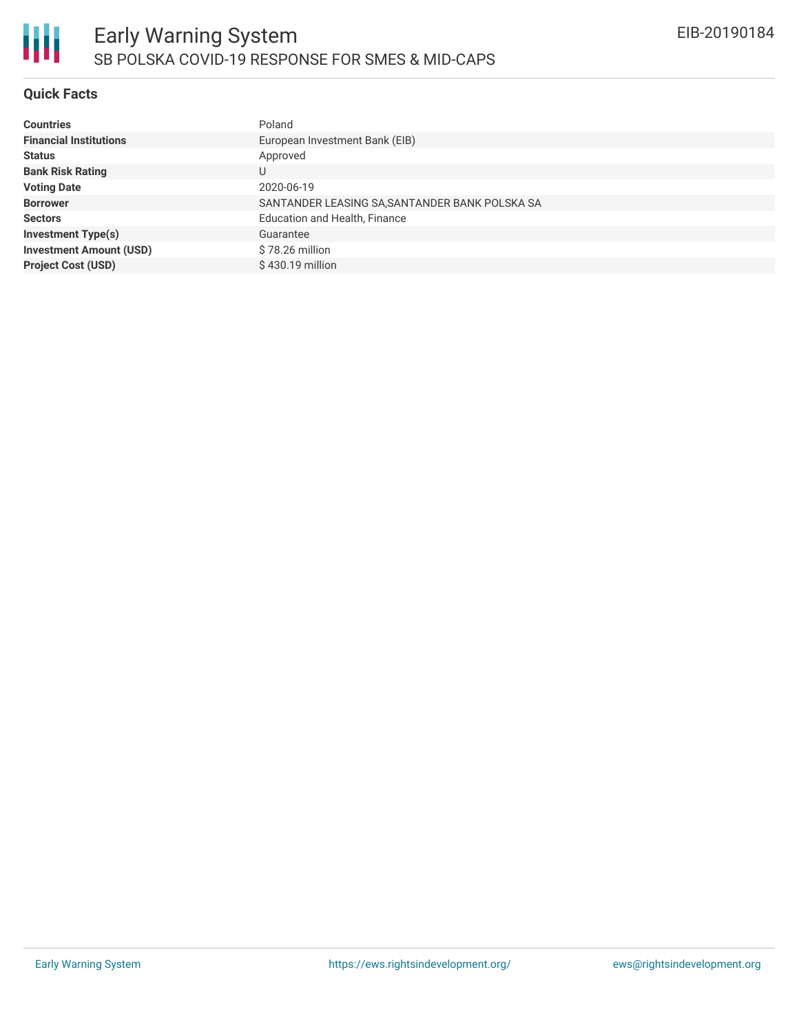## Quick Facts

| | |
|---|---|
| **Countries** | Poland |
| **Financial Institutions** | European Investment Bank (EIB) |
| **Status** | Approved |
| **Bank Risk Rating** | U |
| **Voting Date** | 2020-06-19 |
| **Borrower** | SANTANDER LEASING SA,SANTANDER BANK POLSKA SA |
| **Sectors** | Education and Health, Finance |
| **Investment Type(s)** | Guarantee |
| **Investment Amount (USD)** | $ 78.26 million |
| **Project Cost (USD)** | $ 430.19 million |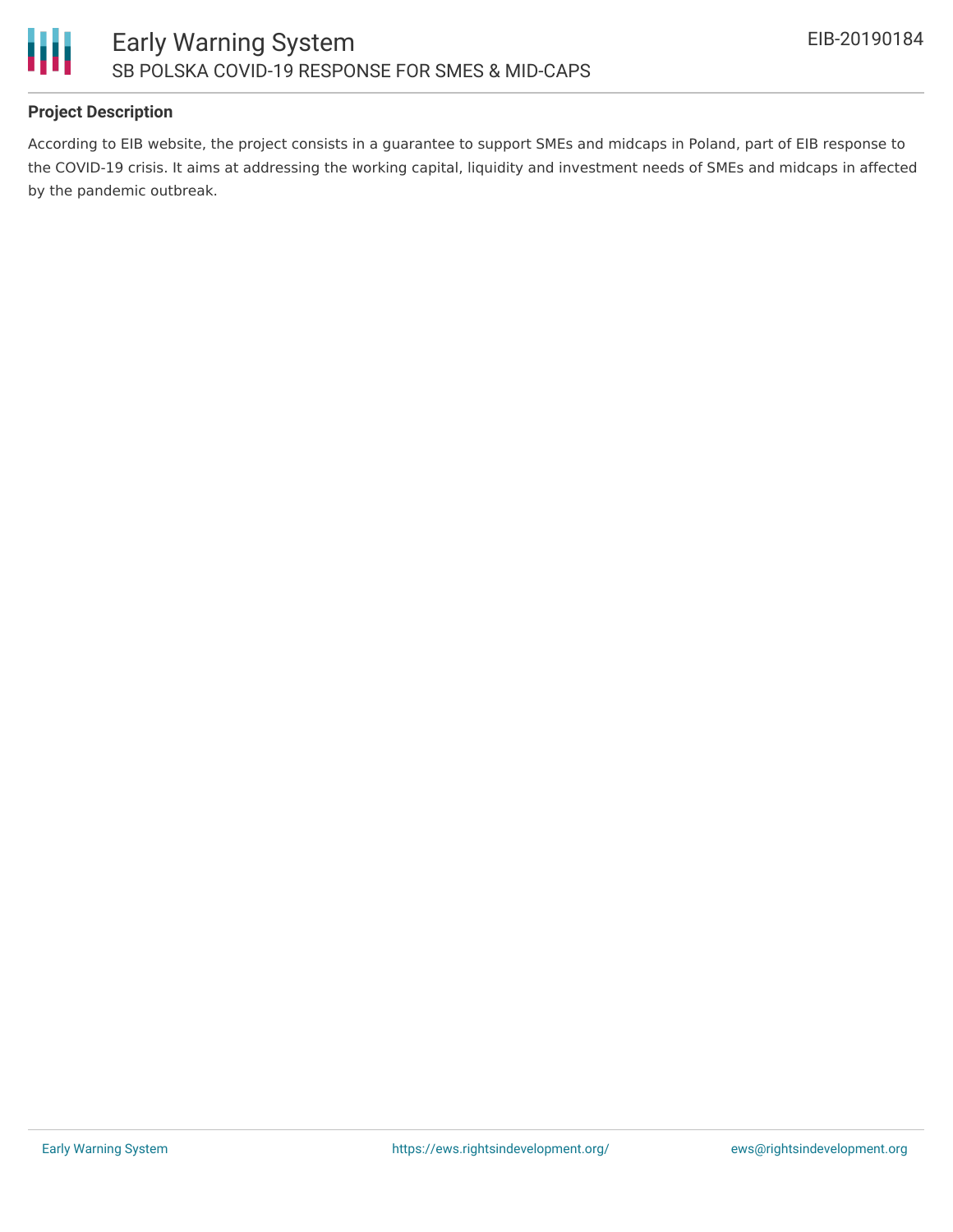### Project Description

According to EIB website, the project consists in a guarantee to support SMEs and midcaps in Poland, part of EIB response to the COVID-19 crisis. It aims at addressing the working capital, liquidity and investment needs of SMEs and midcaps in affected by the pandemic outbreak.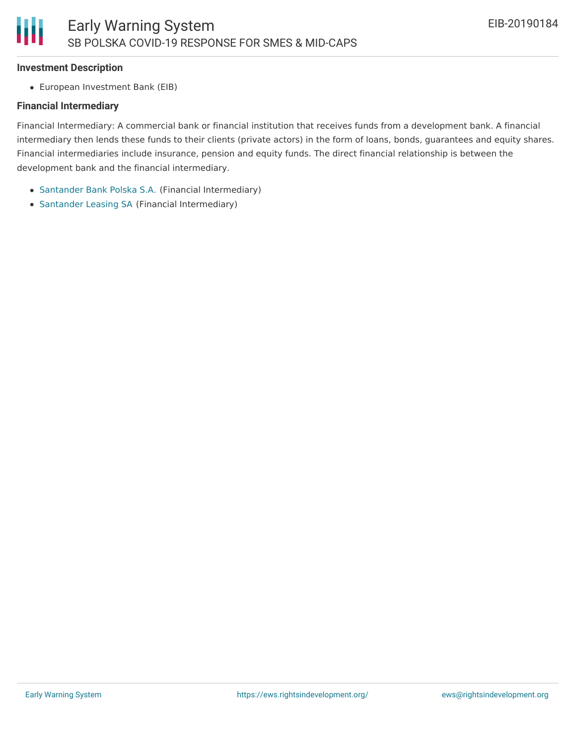### Investment Description

- European Investment Bank (EIB)

### Financial Intermediary

Financial Intermediary: A commercial bank or financial institution that receives funds from a development bank. A financial intermediary then lends these funds to their clients (private actors) in the form of loans, bonds, guarantees and equity shares. Financial intermediaries include insurance, pension and equity funds. The direct financial relationship is between the development bank and the financial intermediary.

- Santander Bank Polska S.A. (Financial Intermediary)
- Santander Leasing SA (Financial Intermediary)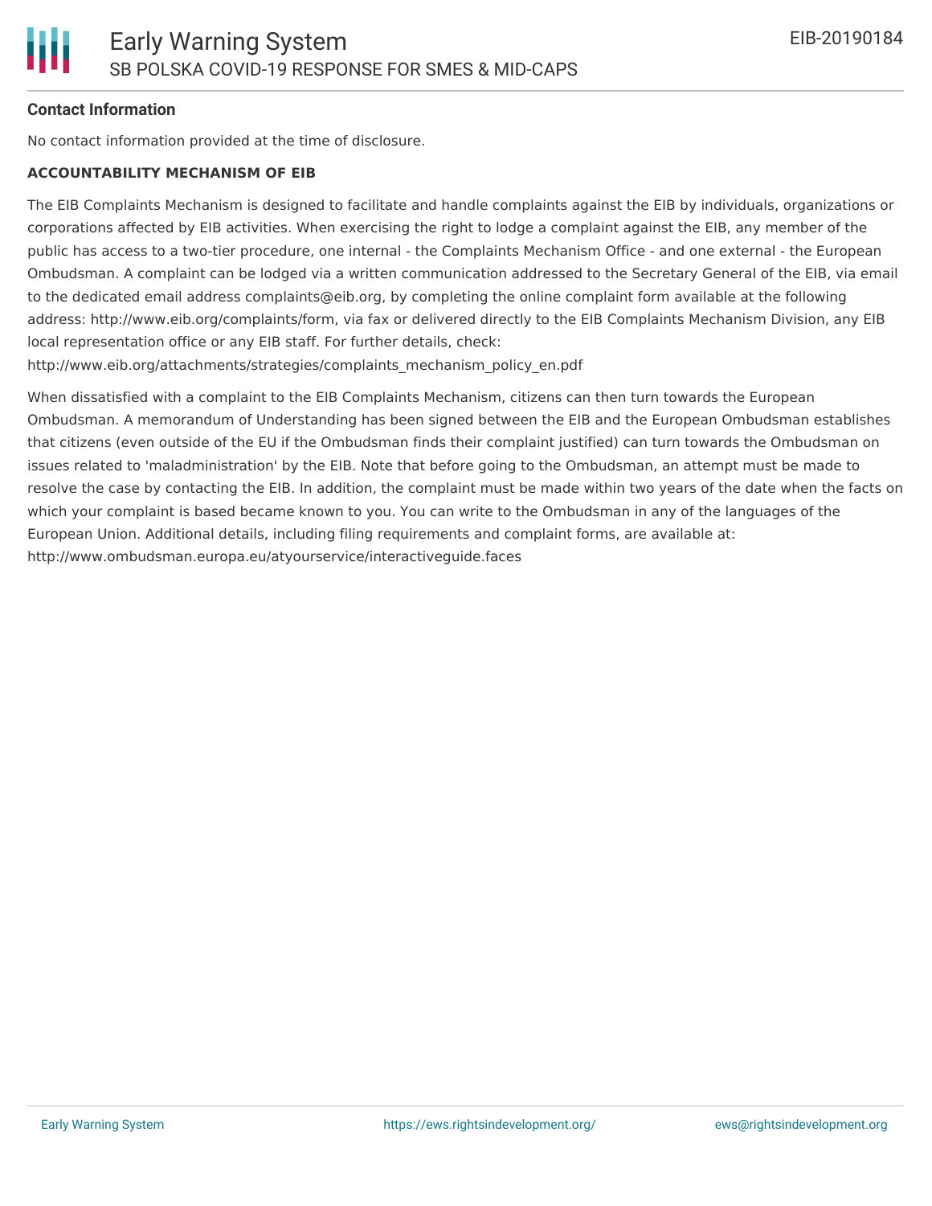**Contact Information**

No contact information provided at the time of disclosure.

**ACCOUNTABILITY MECHANISM OF EIB**

The EIB Complaints Mechanism is designed to facilitate and handle complaints against the EIB by individuals, organizations or corporations affected by EIB activities. When exercising the right to lodge a complaint against the EIB, any member of the public has access to a two-tier procedure, one internal - the Complaints Mechanism Office - and one external - the European Ombudsman. A complaint can be lodged via a written communication addressed to the Secretary General of the EIB, via email to the dedicated email address complaints@eib.org, by completing the online complaint form available at the following address: http://www.eib.org/complaints/form, via fax or delivered directly to the EIB Complaints Mechanism Division, any EIB local representation office or any EIB staff. For further details, check: http://www.eib.org/attachments/strategies/complaints_mechanism_policy_en.pdf

When dissatisfied with a complaint to the EIB Complaints Mechanism, citizens can then turn towards the European Ombudsman. A memorandum of Understanding has been signed between the EIB and the European Ombudsman establishes that citizens (even outside of the EU if the Ombudsman finds their complaint justified) can turn towards the Ombudsman on issues related to 'maladministration' by the EIB. Note that before going to the Ombudsman, an attempt must be made to resolve the case by contacting the EIB. In addition, the complaint must be made within two years of the date when the facts on which your complaint is based became known to you. You can write to the Ombudsman in any of the languages of the European Union. Additional details, including filing requirements and complaint forms, are available at: http://www.ombudsman.europa.eu/atyourservice/interactiveguide.faces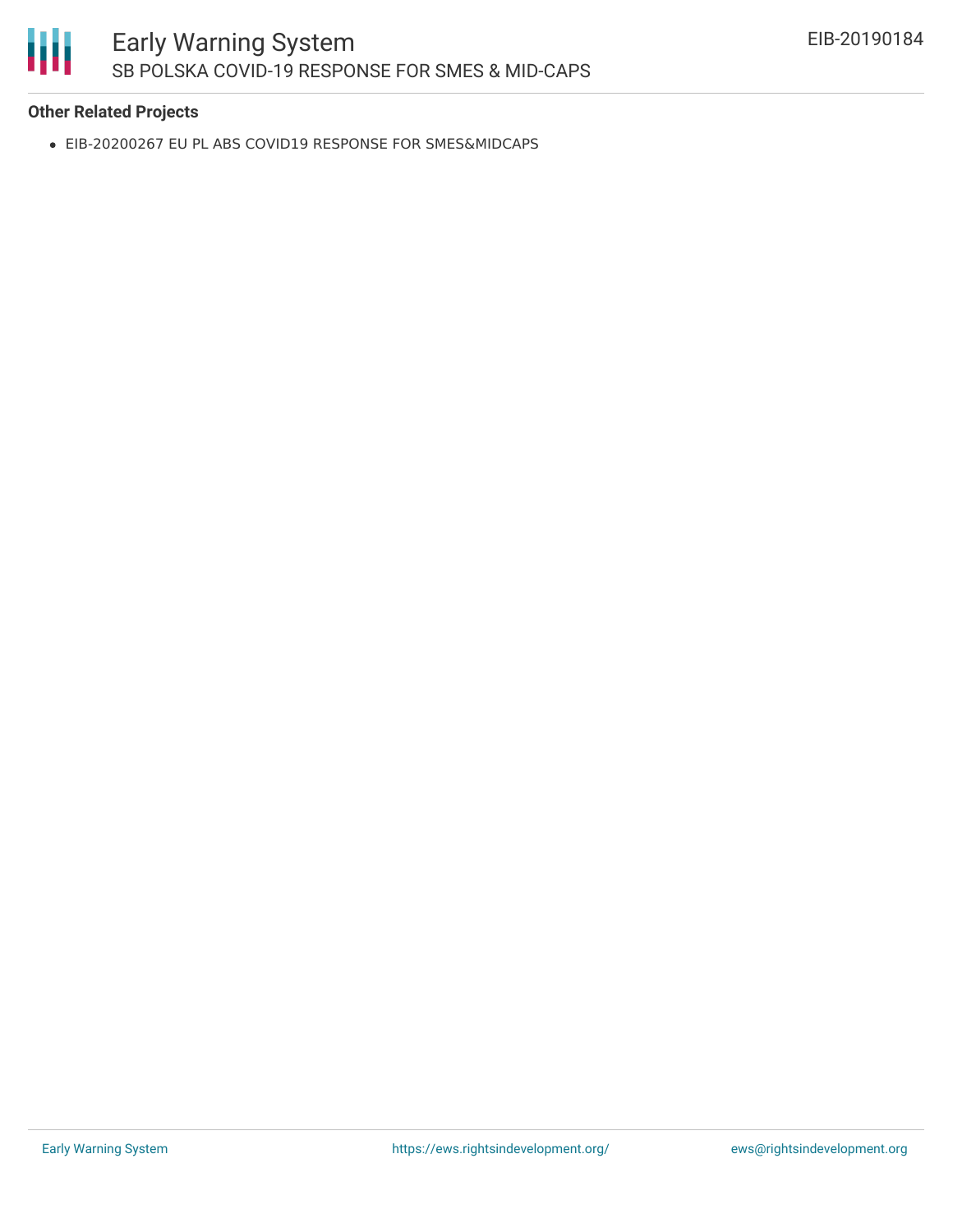**Other Related Projects**

- EIB-20200267 EU PL ABS COVID19 RESPONSE FOR SMES&MIDCAPS